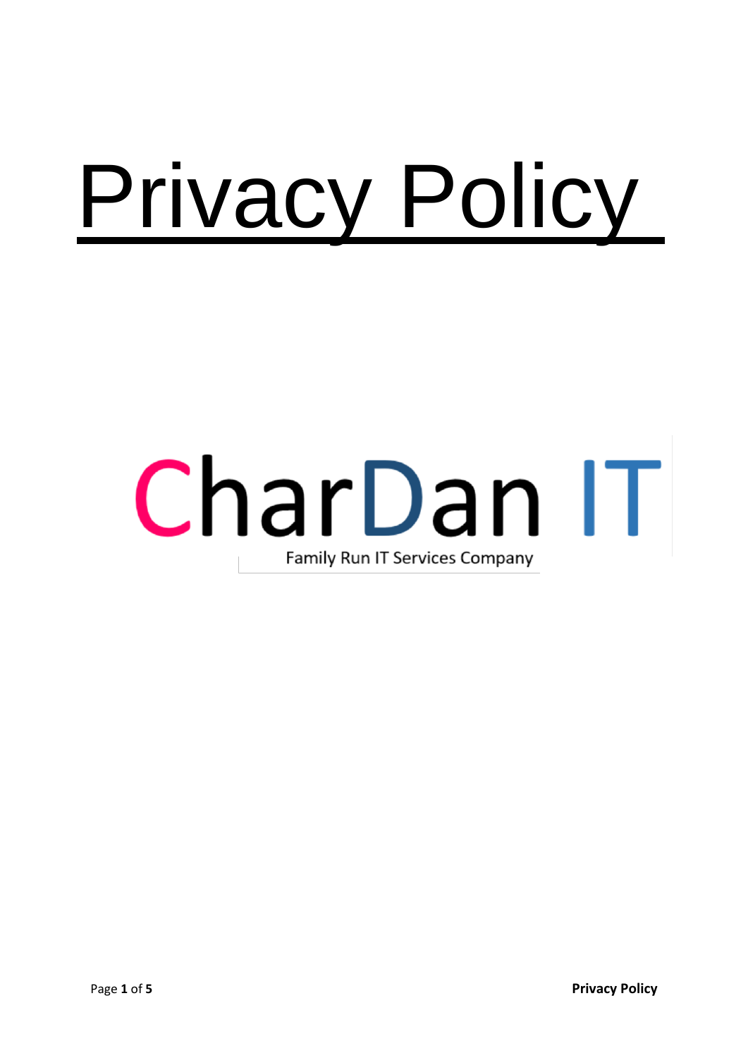# Privacy Policy

CharDan IT

Family Run IT Services Company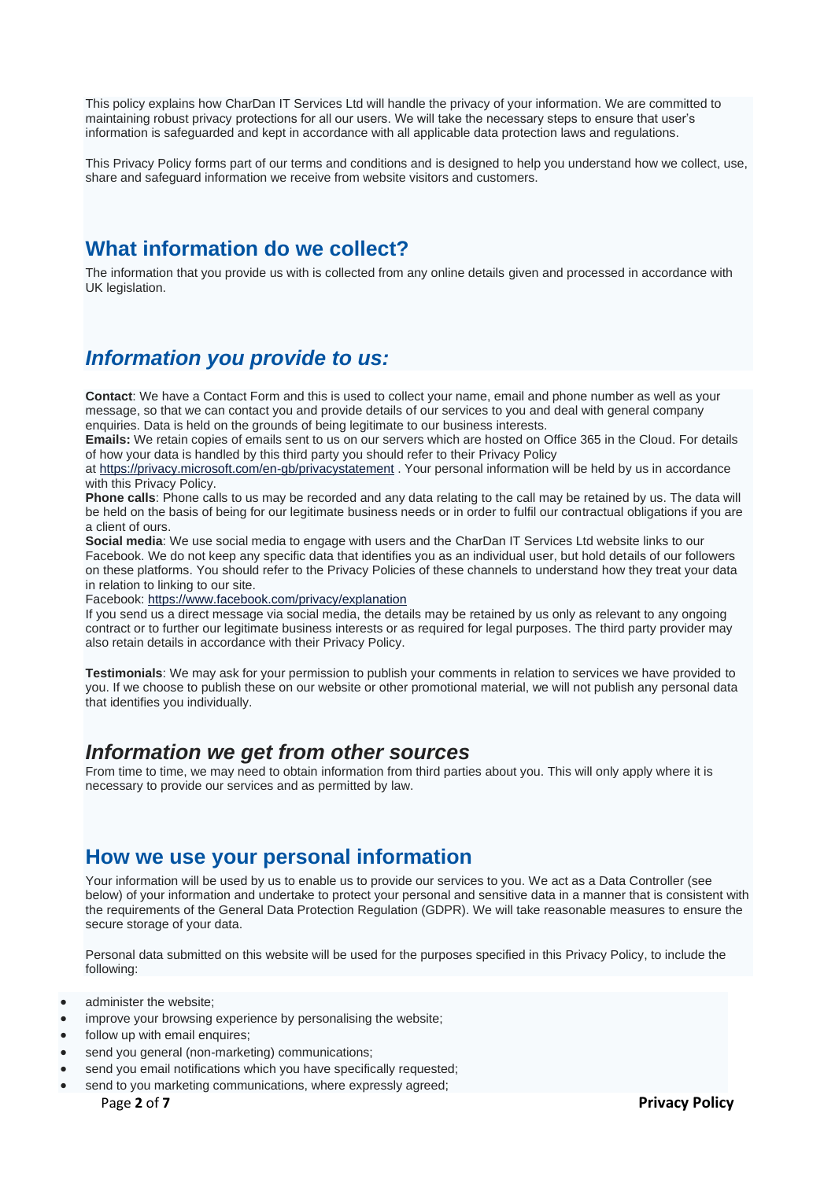This policy explains how CharDan IT Services Ltd will handle the privacy of your information. We are committed to maintaining robust privacy protections for all our users. We will take the necessary steps to ensure that user's information is safeguarded and kept in accordance with all applicable data protection laws and regulations.

This Privacy Policy forms part of our terms and conditions and is designed to help you understand how we collect, use, share and safeguard information we receive from website visitors and customers.

## What information do we collect?

The information that you provide us with is collected from any online details given and processed in accordance with UK legislation.

### *Information you provide to us:*

**Contact**: We have a Contact Form and this is used to collect your name, email and phone number as well as your message, so that we can contact you and provide details of our services to you and deal with general company enquiries. Data is held on the grounds of being legitimate to our business interests.

**Emails:** We retain copies of emails sent to us on our servers which are hosted on Office 365 in the Cloud. For details of how your data is handled by this third party you should refer to their Privacy Policy at https://privacy.microsoft.com/en-gb/privacystatement . Your personal information will be held by us in accordance with this Privacy Policy.

**Phone calls**: Phone calls to us may be recorded and any data relating to the call may be retained by us. The data will be held on the basis of being for our legitimate business needs or in order to fulfil our contractual obligations if you are a client of ours.

**Social media**: We use social media to engage with users and the CharDan IT Services Ltd website links to our Facebook. We do not keep any specific data that identifies you as an individual user, but hold details of our followers on these platforms. You should refer to the Privacy Policies of these channels to understand how they treat your data in relation to linking to our site.

Facebook: https://www.facebook.com/privacy/explanation

If you send us a direct message via social media, the details may be retained by us only as relevant to any ongoing contract or to further our legitimate business interests or as required for legal purposes. The third party provider may also retain details in accordance with their Privacy Policy.

**Testimonials**: We may ask for your permission to publish your comments in relation to services we have provided to you. If we choose to publish these on our website or other promotional material, we will not publish any personal data that identifies you individually.

### *Information we get from other sources*

From time to time, we may need to obtain information from third parties about you. This will only apply where it is necessary to provide our services and as permitted by law.

## How we use your personal information

Your information will be used by us to enable us to provide our services to you. We act as a Data Controller (see below) of your information and undertake to protect your personal and sensitive data in a manner that is consistent with the requirements of the General Data Protection Regulation (GDPR). We will take reasonable measures to ensure the secure storage of your data.

Personal data submitted on this website will be used for the purposes specified in this Privacy Policy, to include the following:

- administer the website;
- improve your browsing experience by personalising the website;
- follow up with email enquires;
- send you general (non-marketing) communications;
- send you email notifications which you have specifically requested;
- send to you marketing communications, where expressly agreed;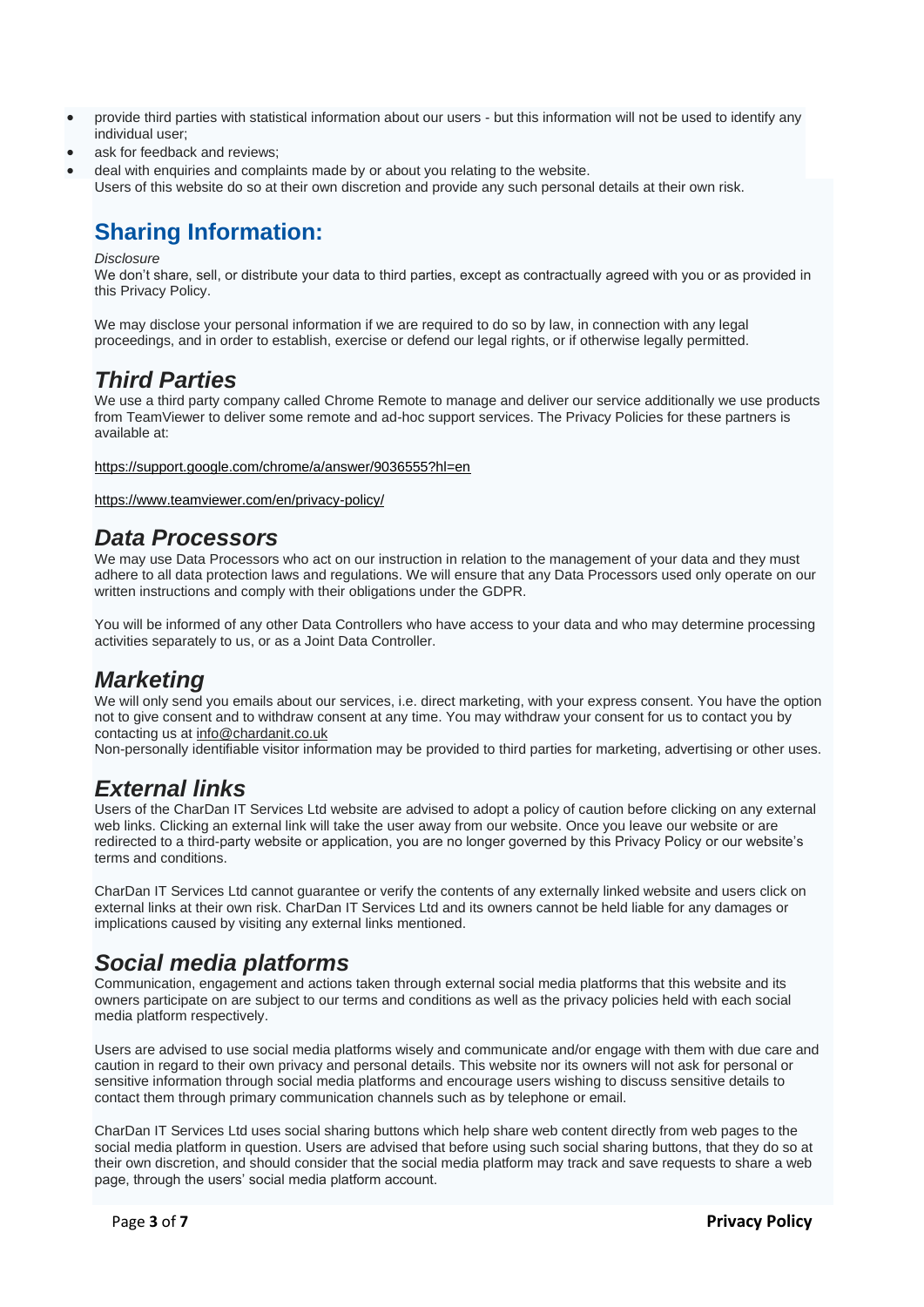- provide third parties with statistical information about our users - but this information will not be used to identify any individual user;
- ask for feedback and reviews;
- deal with enquiries and complaints made by or about you relating to the website.

Users of this website do so at their own discretion and provide any such personal details at their own risk.

## Sharing Information:

*Disclosure*

We don't share, sell, or distribute your data to third parties, except as contractually agreed with you or as provided in this Privacy Policy.

We may disclose your personal information if we are required to do so by law, in connection with any legal proceedings, and in order to establish, exercise or defend our legal rights, or if otherwise legally permitted.

### *Third Parties*

We use a third party company called Chrome Remote to manage and deliver our service additionally we use products from TeamViewer to deliver some remote and ad-hoc support services. The Privacy Policies for these partners is available at:

https://support.google.com/chrome/a/answer/9036555?hl=en

https://www.teamviewer.com/en/privacy-policy/

### *Data Processors*

We may use Data Processors who act on our instruction in relation to the management of your data and they must adhere to all data protection laws and regulations. We will ensure that any Data Processors used only operate on our written instructions and comply with their obligations under the GDPR.

You will be informed of any other Data Controllers who have access to your data and who may determine processing activities separately to us, or as a Joint Data Controller.

### *Marketing*

We will only send you emails about our services, i.e. direct marketing, with your express consent. You have the option not to give consent and to withdraw consent at any time. You may withdraw your consent for us to contact you by contacting us at info@chardanit.co.uk

Non-personally identifiable visitor information may be provided to third parties for marketing, advertising or other uses.

### *External links*

Users of the CharDan IT Services Ltd website are advised to adopt a policy of caution before clicking on any external web links. Clicking an external link will take the user away from our website. Once you leave our website or are redirected to a third-party website or application, you are no longer governed by this Privacy Policy or our website's terms and conditions.

CharDan IT Services Ltd cannot guarantee or verify the contents of any externally linked website and users click on external links at their own risk. CharDan IT Services Ltd and its owners cannot be held liable for any damages or implications caused by visiting any external links mentioned.

### *Social media platforms*

Communication, engagement and actions taken through external social media platforms that this website and its owners participate on are subject to our terms and conditions as well as the privacy policies held with each social media platform respectively.

Users are advised to use social media platforms wisely and communicate and/or engage with them with due care and caution in regard to their own privacy and personal details. This website nor its owners will not ask for personal or sensitive information through social media platforms and encourage users wishing to discuss sensitive details to contact them through primary communication channels such as by telephone or email.

CharDan IT Services Ltd uses social sharing buttons which help share web content directly from web pages to the social media platform in question. Users are advised that before using such social sharing buttons, that they do so at their own discretion, and should consider that the social media platform may track and save requests to share a web page, through the users' social media platform account.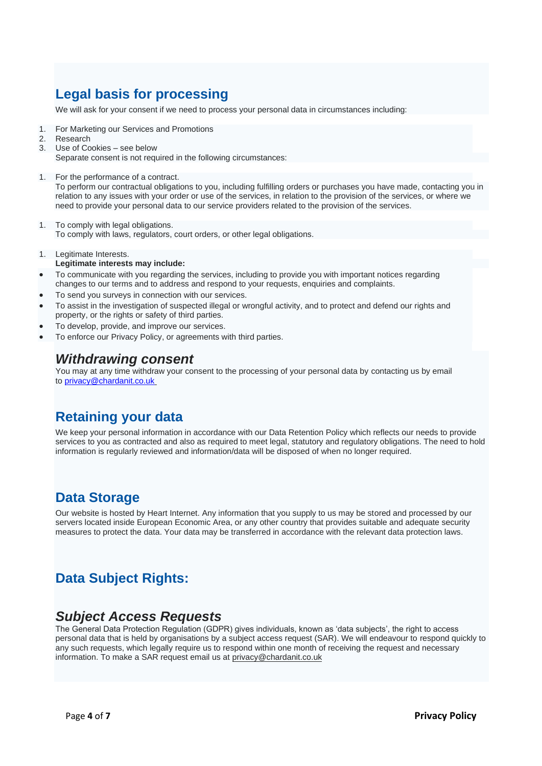## Legal basis for processing

We will ask for your consent if we need to process your personal data in circumstances including:

1. For Marketing our Services and Promotions
2. Research
3. Use of Cookies – see below

Separate consent is not required in the following circumstances:

1. For the performance of a contract.
   To perform our contractual obligations to you, including fulfilling orders or purchases you have made, contacting you in relation to any issues with your order or use of the services, in relation to the provision of the services, or where we need to provide your personal data to our service providers related to the provision of the services.

1. To comply with legal obligations.
   To comply with laws, regulators, court orders, or other legal obligations.

1. Legitimate Interests.
   **Legitimate interests may include:**

- To communicate with you regarding the services, including to provide you with important notices regarding changes to our terms and to address and respond to your requests, enquiries and complaints.
- To send you surveys in connection with our services.
- To assist in the investigation of suspected illegal or wrongful activity, and to protect and defend our rights and property, or the rights or safety of third parties.
- To develop, provide, and improve our services.
- To enforce our Privacy Policy, or agreements with third parties.

### *Withdrawing consent*

You may at any time withdraw your consent to the processing of your personal data by contacting us by email to privacy@chardanit.co.uk

## Retaining your data

We keep your personal information in accordance with our Data Retention Policy which reflects our needs to provide services to you as contracted and also as required to meet legal, statutory and regulatory obligations. The need to hold information is regularly reviewed and information/data will be disposed of when no longer required.

## Data Storage

Our website is hosted by Heart Internet. Any information that you supply to us may be stored and processed by our servers located inside European Economic Area, or any other country that provides suitable and adequate security measures to protect the data. Your data may be transferred in accordance with the relevant data protection laws.

## Data Subject Rights:

### *Subject Access Requests*

The General Data Protection Regulation (GDPR) gives individuals, known as 'data subjects', the right to access personal data that is held by organisations by a subject access request (SAR). We will endeavour to respond quickly to any such requests, which legally require us to respond within one month of receiving the request and necessary information. To make a SAR request email us at privacy@chardanit.co.uk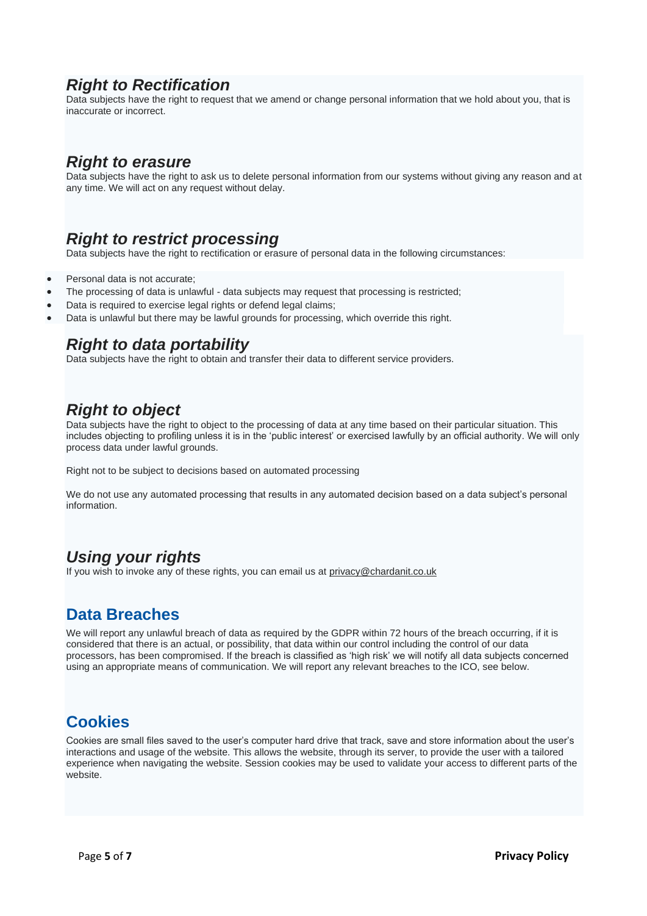### *Right to Rectification*

Data subjects have the right to request that we amend or change personal information that we hold about you, that is inaccurate or incorrect.

### *Right to erasure*

Data subjects have the right to ask us to delete personal information from our systems without giving any reason and at any time. We will act on any request without delay.

### *Right to restrict processing*

Data subjects have the right to rectification or erasure of personal data in the following circumstances:

- Personal data is not accurate;
- The processing of data is unlawful - data subjects may request that processing is restricted;
- Data is required to exercise legal rights or defend legal claims;
- Data is unlawful but there may be lawful grounds for processing, which override this right.

### *Right to data portability*

Data subjects have the right to obtain and transfer their data to different service providers.

### *Right to object*

Data subjects have the right to object to the processing of data at any time based on their particular situation. This includes objecting to profiling unless it is in the 'public interest' or exercised lawfully by an official authority. We will only process data under lawful grounds.

Right not to be subject to decisions based on automated processing

We do not use any automated processing that results in any automated decision based on a data subject's personal information.

### *Using your rights*

If you wish to invoke any of these rights, you can email us at privacy@chardanit.co.uk

## Data Breaches

We will report any unlawful breach of data as required by the GDPR within 72 hours of the breach occurring, if it is considered that there is an actual, or possibility, that data within our control including the control of our data processors, has been compromised. If the breach is classified as 'high risk' we will notify all data subjects concerned using an appropriate means of communication. We will report any relevant breaches to the ICO, see below.

## Cookies

Cookies are small files saved to the user's computer hard drive that track, save and store information about the user's interactions and usage of the website. This allows the website, through its server, to provide the user with a tailored experience when navigating the website. Session cookies may be used to validate your access to different parts of the website.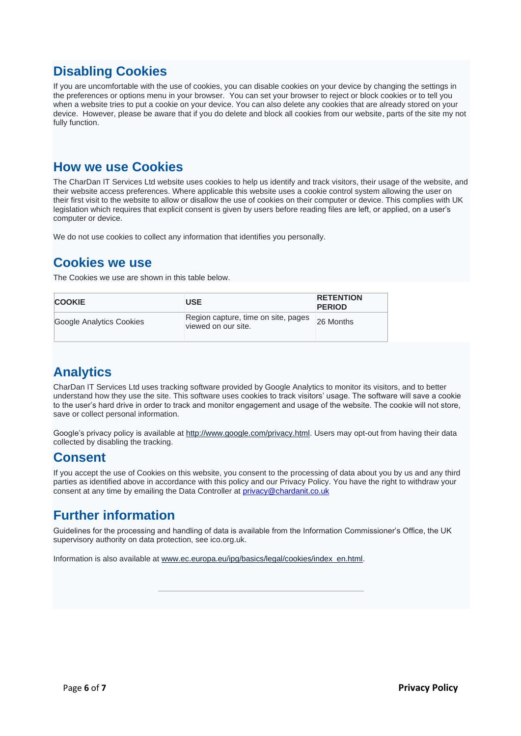## Disabling Cookies

If you are uncomfortable with the use of cookies, you can disable cookies on your device by changing the settings in the preferences or options menu in your browser. You can set your browser to reject or block cookies or to tell you when a website tries to put a cookie on your device. You can also delete any cookies that are already stored on your device. However, please be aware that if you do delete and block all cookies from our website, parts of the site my not fully function.

## How we use Cookies

The CharDan IT Services Ltd website uses cookies to help us identify and track visitors, their usage of the website, and their website access preferences. Where applicable this website uses a cookie control system allowing the user on their first visit to the website to allow or disallow the use of cookies on their computer or device. This complies with UK legislation which requires that explicit consent is given by users before reading files are left, or applied, on a user's computer or device.

We do not use cookies to collect any information that identifies you personally.

## Cookies we use

The Cookies we use are shown in this table below.

| COOKIE | USE | RETENTION PERIOD |
|---|---|---|
| Google Analytics Cookies | Region capture, time on site, pages viewed on our site. | 26 Months |

## Analytics

CharDan IT Services Ltd uses tracking software provided by Google Analytics to monitor its visitors, and to better understand how they use the site. This software uses cookies to track visitors' usage. The software will save a cookie to the user's hard drive in order to track and monitor engagement and usage of the website. The cookie will not store, save or collect personal information.

Google's privacy policy is available at [http://www.google.com/privacy.html](http://www.google.com/privacy.html). Users may opt-out from having their data collected by disabling the tracking.

## Consent

If you accept the use of Cookies on this website, you consent to the processing of data about you by us and any third parties as identified above in accordance with this policy and our Privacy Policy. You have the right to withdraw your consent at any time by emailing the Data Controller at [privacy@chardanit.co.uk](mailto:privacy@chardanit.co.uk)

## Further information

Guidelines for the processing and handling of data is available from the Information Commissioner's Office, the UK supervisory authority on data protection, see ico.org.uk.

Information is also available at [www.ec.europa.eu/ipg/basics/legal/cookies/index_en.html](http://www.ec.europa.eu/ipg/basics/legal/cookies/index_en.html).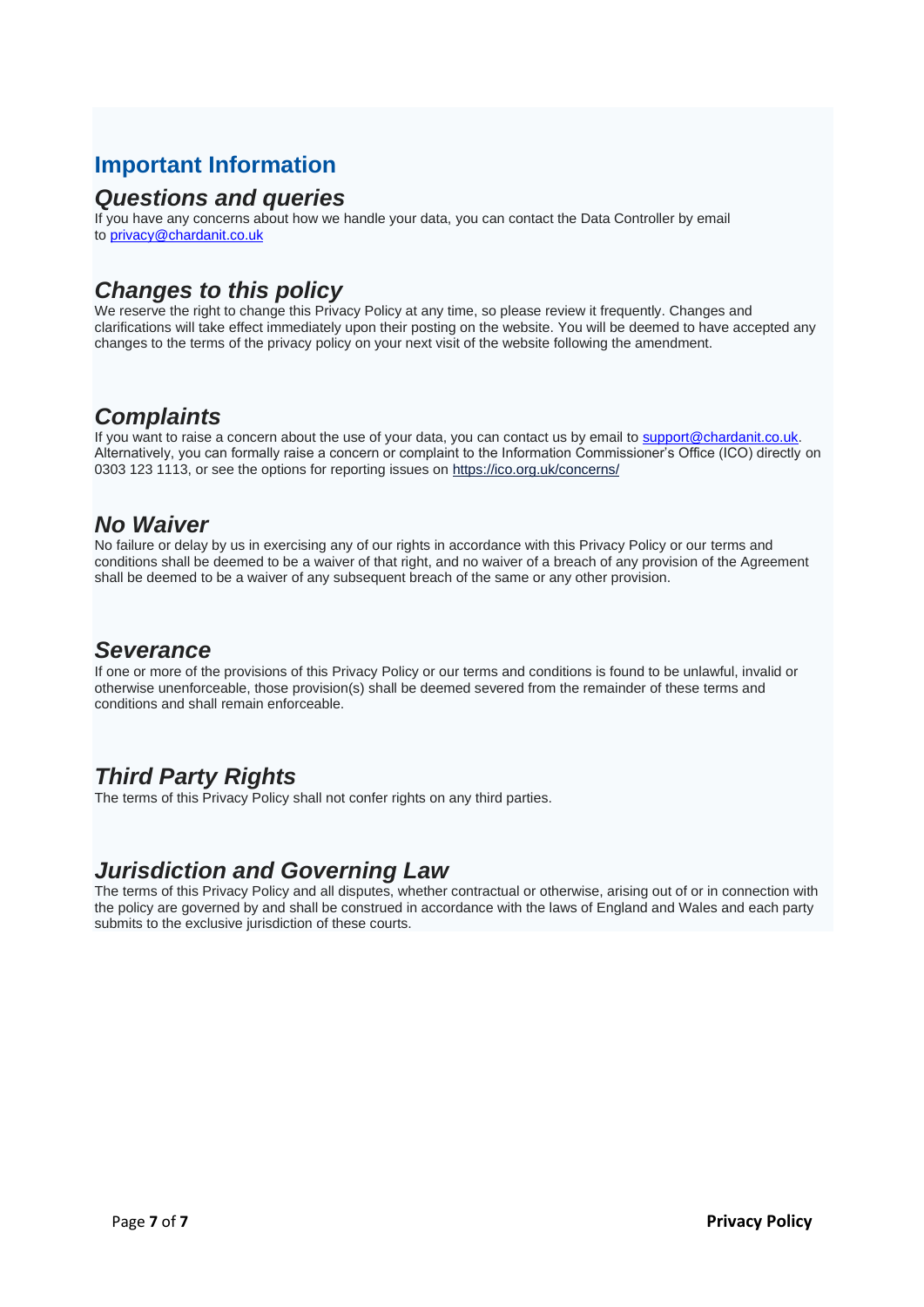## Important Information

### *Questions and queries*

If you have any concerns about how we handle your data, you can contact the Data Controller by email to privacy@chardanit.co.uk

### *Changes to this policy*

We reserve the right to change this Privacy Policy at any time, so please review it frequently. Changes and clarifications will take effect immediately upon their posting on the website. You will be deemed to have accepted any changes to the terms of the privacy policy on your next visit of the website following the amendment.

### *Complaints*

If you want to raise a concern about the use of your data, you can contact us by email to support@chardanit.co.uk. Alternatively, you can formally raise a concern or complaint to the Information Commissioner's Office (ICO) directly on 0303 123 1113, or see the options for reporting issues on https://ico.org.uk/concerns/

### *No Waiver*

No failure or delay by us in exercising any of our rights in accordance with this Privacy Policy or our terms and conditions shall be deemed to be a waiver of that right, and no waiver of a breach of any provision of the Agreement shall be deemed to be a waiver of any subsequent breach of the same or any other provision.

### *Severance*

If one or more of the provisions of this Privacy Policy or our terms and conditions is found to be unlawful, invalid or otherwise unenforceable, those provision(s) shall be deemed severed from the remainder of these terms and conditions and shall remain enforceable.

### *Third Party Rights*

The terms of this Privacy Policy shall not confer rights on any third parties.

### *Jurisdiction and Governing Law*

The terms of this Privacy Policy and all disputes, whether contractual or otherwise, arising out of or in connection with the policy are governed by and shall be construed in accordance with the laws of England and Wales and each party submits to the exclusive jurisdiction of these courts.